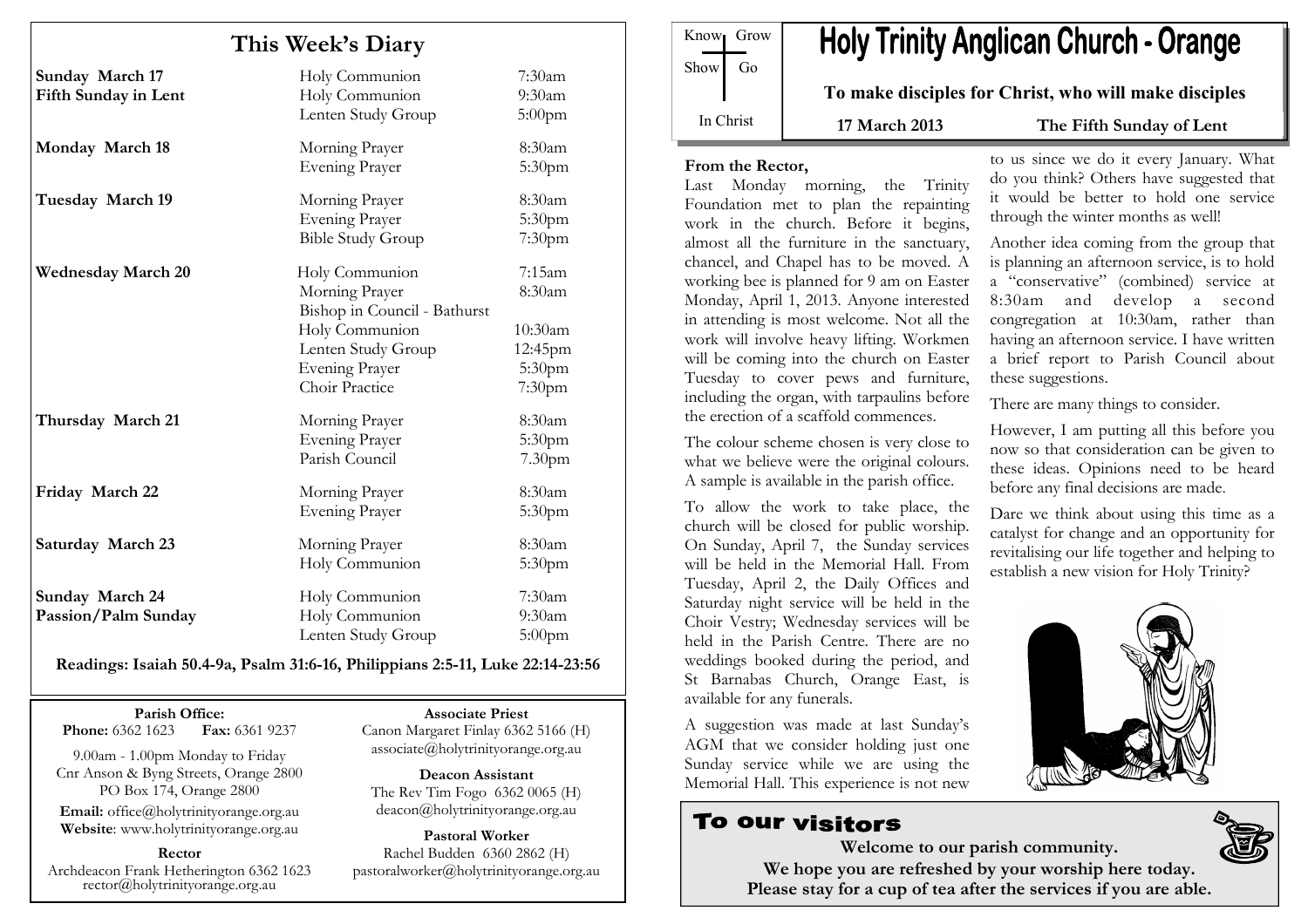# This Week's Diary

| Day | Service | Time |
|---|---|---|
| **Sunday March 17** | Holy Communion | 7:30am |
| **Fifth Sunday in Lent** | Holy Communion | 9:30am |
| | Lenten Study Group | 5:00pm |
| **Monday March 18** | Morning Prayer | 8:30am |
| | Evening Prayer | 5:30pm |
| **Tuesday March 19** | Morning Prayer | 8:30am |
| | Evening Prayer | 5:30pm |
| | Bible Study Group | 7:30pm |
| **Wednesday March 20** | Holy Communion | 7:15am |
| | Morning Prayer | 8:30am |
| | Bishop in Council - Bathurst | |
| | Holy Communion | 10:30am |
| | Lenten Study Group | 12:45pm |
| | Evening Prayer | 5:30pm |
| | Choir Practice | 7:30pm |
| **Thursday March 21** | Morning Prayer | 8:30am |
| | Evening Prayer | 5:30pm |
| | Parish Council | 7.30pm |
| **Friday March 22** | Morning Prayer | 8:30am |
| | Evening Prayer | 5:30pm |
| **Saturday March 23** | Morning Prayer | 8:30am |
| | Holy Communion | 5:30pm |
| **Sunday March 24** | Holy Communion | 7:30am |
| **Passion/Palm Sunday** | Holy Communion | 9:30am |
| | Lenten Study Group | 5:00pm |

**Readings: Isaiah 50.4-9a, Psalm 31:6-16, Philippians 2:5-11, Luke 22:14-23:56**

**Parish Office:**
**Phone:** 6362 1623 **Fax:** 6361 9237

9.00am - 1.00pm Monday to Friday
Cnr Anson & Byng Streets, Orange 2800
PO Box 174, Orange 2800

**Email:** office@holytrinityorange.org.au
**Website**: www.holytrinityorange.org.au

**Rector**
Archdeacon Frank Hetherington 6362 1623
rector@holytrinityorange.org.au

**Associate Priest**
Canon Margaret Finlay 6362 5166 (H)
associate@holytrinityorange.org.au

**Deacon Assistant**
The Rev Tim Fogo 6362 0065 (H)
deacon@holytrinityorange.org.au

**Pastoral Worker**
Rachel Budden 6360 2862 (H)
pastoralworker@holytrinityorange.org.au

Know Grow
Show Go
In Christ

# Holy Trinity Anglican Church - Orange

**To make disciples for Christ, who will make disciples**

**17 March 2013** **The Fifth Sunday of Lent**

## From the Rector,

Last Monday morning, the Trinity Foundation met to plan the repainting work in the church. Before it begins, almost all the furniture in the sanctuary, chancel, and Chapel has to be moved. A working bee is planned for 9 am on Easter Monday, April 1, 2013. Anyone interested in attending is most welcome. Not all the work will involve heavy lifting. Workmen will be coming into the church on Easter Tuesday to cover pews and furniture, including the organ, with tarpaulins before the erection of a scaffold commences.

The colour scheme chosen is very close to what we believe were the original colours. A sample is available in the parish office.

To allow the work to take place, the church will be closed for public worship. On Sunday, April 7, the Sunday services will be held in the Memorial Hall. From Tuesday, April 2, the Daily Offices and Saturday night service will be held in the Choir Vestry; Wednesday services will be held in the Parish Centre. There are no weddings booked during the period, and St Barnabas Church, Orange East, is available for any funerals.

A suggestion was made at last Sunday's AGM that we consider holding just one Sunday service while we are using the Memorial Hall. This experience is not new to us since we do it every January. What do you think? Others have suggested that it would be better to hold one service through the winter months as well!

Another idea coming from the group that is planning an afternoon service, is to hold a "conservative" (combined) service at 8:30am and develop a second congregation at 10:30am, rather than having an afternoon service. I have written a brief report to Parish Council about these suggestions.

There are many things to consider.

However, I am putting all this before you now so that consideration can be given to these ideas. Opinions need to be heard before any final decisions are made.

Dare we think about using this time as a catalyst for change and an opportunity for revitalising our life together and helping to establish a new vision for Holy Trinity?

## To our visitors

**Welcome to our parish community.**
**We hope you are refreshed by your worship here today.**
**Please stay for a cup of tea after the services if you are able.**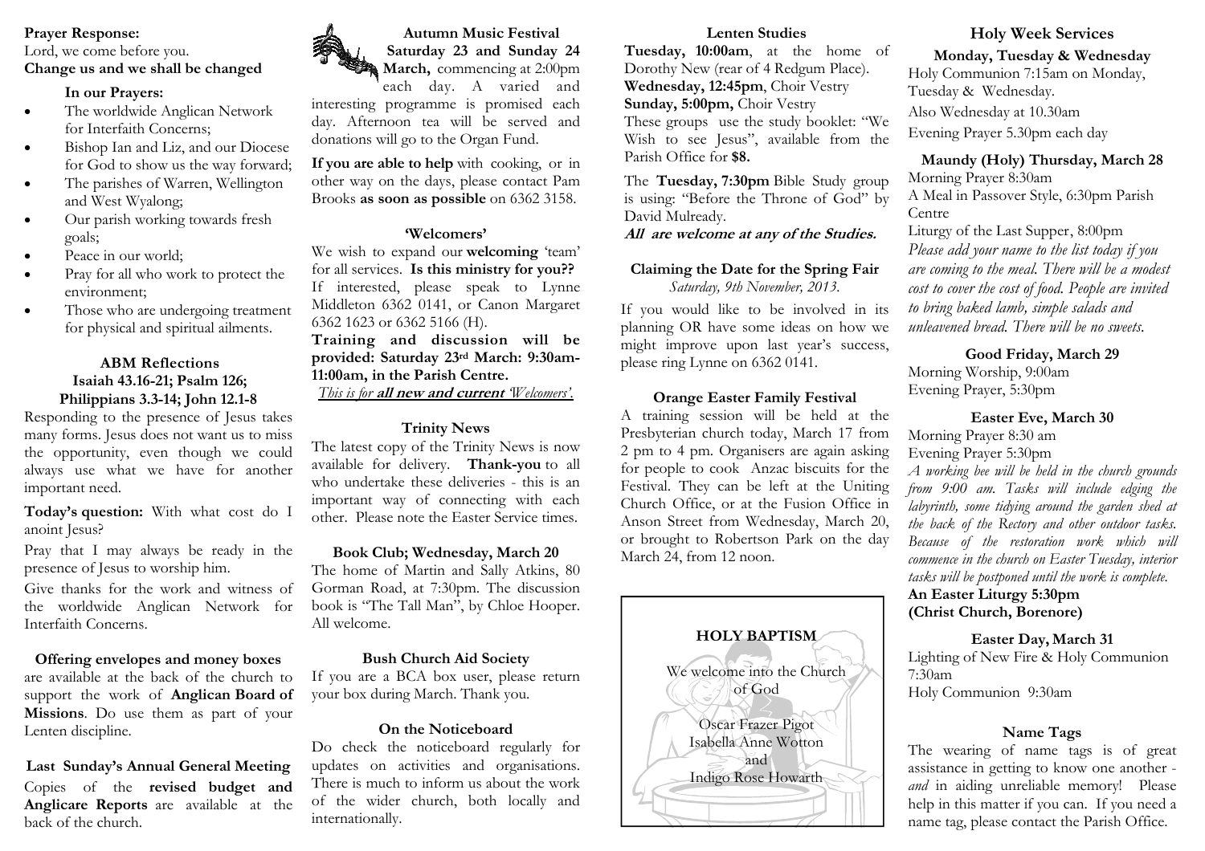**Prayer Response:**
Lord, we come before you.
**Change us and we shall be changed**

**In our Prayers:**

- The worldwide Anglican Network for Interfaith Concerns;
- Bishop Ian and Liz, and our Diocese for God to show us the way forward;
- The parishes of Warren, Wellington and West Wyalong;
- Our parish working towards fresh goals;
- Peace in our world;
- Pray for all who work to protect the environment;
- Those who are undergoing treatment for physical and spiritual ailments.

**ABM Reflections**
**Isaiah 43.16-21; Psalm 126; Philippians 3.3-14; John 12.1-8**

Responding to the presence of Jesus takes many forms. Jesus does not want us to miss the opportunity, even though we could always use what we have for another important need.

**Today's question:** With what cost do I anoint Jesus?

Pray that I may always be ready in the presence of Jesus to worship him.

Give thanks for the work and witness of the worldwide Anglican Network for Interfaith Concerns.

**Offering envelopes and money boxes**
are available at the back of the church to support the work of **Anglican Board of Missions**. Do use them as part of your Lenten discipline.

**Last Sunday's Annual General Meeting**
Copies of the **revised budget and Anglicare Reports** are available at the back of the church.

**Autumn Music Festival**
**Saturday 23 and Sunday 24 March,** commencing at 2:00pm each day. A varied and interesting programme is promised each day. Afternoon tea will be served and donations will go to the Organ Fund.

**If you are able to help** with cooking, or in other way on the days, please contact Pam Brooks **as soon as possible** on 6362 3158.

**'Welcomers'**
We wish to expand our **welcoming** 'team' for all services. **Is this ministry for you??** If interested, please speak to Lynne Middleton 6362 0141, or Canon Margaret 6362 1623 or 6362 5166 (H).
**Training and discussion will be provided: Saturday 23rd March: 9:30am-11:00am, in the Parish Centre.**
*This is for* ***all new and current*** *'Welcomers'.*

**Trinity News**
The latest copy of the Trinity News is now available for delivery. **Thank-you** to all who undertake these deliveries - this is an important way of connecting with each other. Please note the Easter Service times.

**Book Club; Wednesday, March 20**
The home of Martin and Sally Atkins, 80 Gorman Road, at 7:30pm. The discussion book is "The Tall Man", by Chloe Hooper. All welcome.

**Bush Church Aid Society**
If you are a BCA box user, please return your box during March. Thank you.

**On the Noticeboard**
Do check the noticeboard regularly for updates on activities and organisations. There is much to inform us about the work of the wider church, both locally and internationally.

**Lenten Studies**
**Tuesday, 10:00am**, at the home of Dorothy New (rear of 4 Redgum Place).
**Wednesday, 12:45pm**, Choir Vestry
**Sunday, 5:00pm,** Choir Vestry
These groups use the study booklet: "We Wish to see Jesus", available from the Parish Office for **$8.**

The **Tuesday, 7:30pm** Bible Study group is using: "Before the Throne of God" by David Mulready.
***All are welcome at any of the Studies.***

**Claiming the Date for the Spring Fair**
*Saturday, 9th November, 2013.*

If you would like to be involved in its planning OR have some ideas on how we might improve upon last year's success, please ring Lynne on 6362 0141.

**Orange Easter Family Festival**
A training session will be held at the Presbyterian church today, March 17 from 2 pm to 4 pm. Organisers are again asking for people to cook Anzac biscuits for the Festival. They can be left at the Uniting Church Office, or at the Fusion Office in Anson Street from Wednesday, March 20, or brought to Robertson Park on the day March 24, from 12 noon.

**HOLY BAPTISM**

We welcome into the Church of God

Oscar Frazer Pigot
Isabella Anne Wotton
and
Indigo Rose Howarth

## Holy Week Services

**Monday, Tuesday & Wednesday**
Holy Communion 7:15am on Monday, Tuesday & Wednesday.
Also Wednesday at 10.30am
Evening Prayer 5.30pm each day

**Maundy (Holy) Thursday, March 28**
Morning Prayer 8:30am
A Meal in Passover Style, 6:30pm Parish Centre
Liturgy of the Last Supper, 8:00pm
*Please add your name to the list today if you are coming to the meal. There will be a modest cost to cover the cost of food. People are invited to bring baked lamb, simple salads and unleavened bread. There will be no sweets.*

**Good Friday, March 29**
Morning Worship, 9:00am
Evening Prayer, 5:30pm

**Easter Eve, March 30**
Morning Prayer 8:30 am
Evening Prayer 5:30pm
*A working bee will be held in the church grounds from 9:00 am. Tasks will include edging the labyrinth, some tidying around the garden shed at the back of the Rectory and other outdoor tasks. Because of the restoration work which will commence in the church on Easter Tuesday, interior tasks will be postponed until the work is complete.*
**An Easter Liturgy 5:30pm**
**(Christ Church, Borenore)**

**Easter Day, March 31**
Lighting of New Fire & Holy Communion 7:30am
Holy Communion 9:30am

**Name Tags**
The wearing of name tags is of great assistance in getting to know one another - *and* in aiding unreliable memory! Please help in this matter if you can. If you need a name tag, please contact the Parish Office.